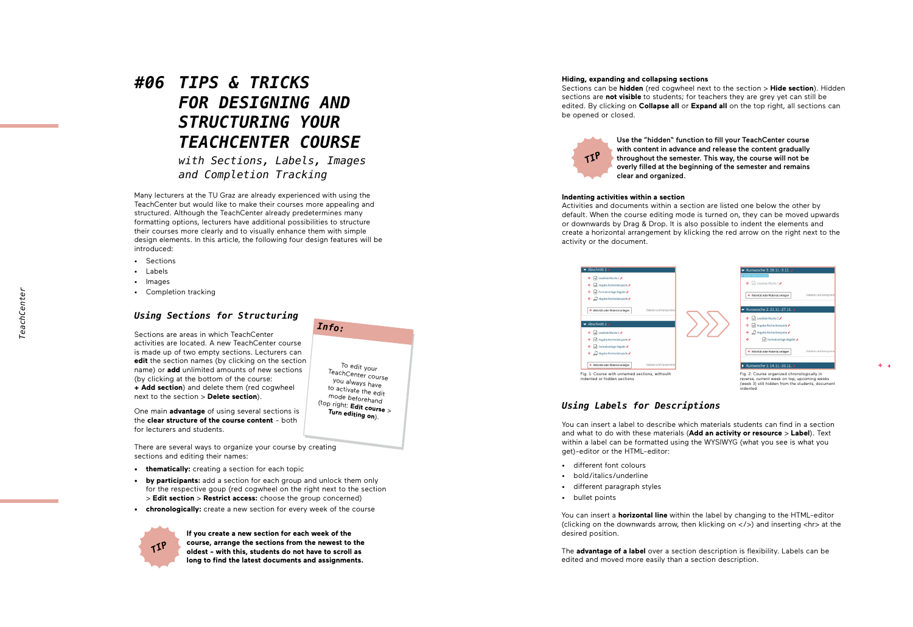# #06 TIPS & TRICKS FOR DESIGNING AND STRUCTURING YOUR TEACHCENTER COURSE

*with Sections, Labels, Images and Completion Tracking*

Many lecturers at the TU Graz are already experienced with using the TeachCenter but would like to make their courses more appealing and structured. Although the TeachCenter already predetermines many formatting options, lecturers have additional possibilities to structure their courses more clearly and to visually enhance them with simple design elements. In this article, the following four design features will be introduced:

- Sections
- Labels
- Images
- Completion tracking

## *Using Sections for Structuring*

Sections are areas in which TeachCenter activities are located. A new TeachCenter course is made up of two empty sections. Lecturers can **edit** the section names (by clicking on the section name) or **add** unlimited amounts of new sections (by clicking at the bottom of the course: **+ Add section**) and delete them (red cogwheel next to the section > **Delete section**).

One main **advantage** of using several sections is the **clear structure of the course content** – both for lecturers and students.

> ***Info:***
>
> To edit your TeachCenter course you always have to activate the edit mode beforehand (top right: **Edit course** > **Turn editing on**).

There are several ways to organize your course by creating sections and editing their names:

- **thematically:** creating a section for each topic
- **by participants:** add a section for each group and unlock them only for the respective goup (red cogwheel on the right next to the section > **Edit section** > **Restrict access:** choose the group concerned)
- **chronologically:** create a new section for every week of the course

> **TIP**
>
> **If you create a new section for each week of the course, arrange the sections from the newest to the oldest – with this, students do not have to scroll as long to find the latest documents and assignments.**

### Hiding, expanding and collapsing sections

Sections can be **hidden** (red cogwheel next to the section > **Hide section**). Hidden sections are **not visible** to students; for teachers they are grey yet can still be edited. By clicking on **Collapse all** or **Expand all** on the top right, all sections can be opened or closed.

> **TIP**
>
> **Use the "hidden" function to fill your TeachCenter course with content in advance and release the content gradually throughout the semester. This way, the course will not be overly filled at the beginning of the semester and remains clear and organized.**

### Indenting activities within a section

Activities and documents within a section are listed one below the other by default. When the course editing mode is turned on, they can be moved upwards or downwards by Drag & Drop. It is also possible to indent the elements and create a horizontal arrangement by klicking the red arrow on the right next to the activity or the document.

Fig. 1: Course with unnamed sections, withouth indented or hidden sections

Fig. 2: Course organized chronologically in reverse, current week on top, upcoming weeks (week 3) still hidden from the students, document indented

## *Using Labels for Descriptions*

You can insert a label to describe which materials students can find in a section and what to do with these materials (**Add an activity or resource** > **Label**). Text within a label can be formatted using the WYSIWYG (what you see is what you get)-editor or the HTML-editor:

- different font colours
- bold/italics/underline
- different paragraph styles
- bullet points

You can insert a **horizontal line** within the label by changing to the HTML-editor (clicking on the downwards arrow, then klicking on </>) and inserting <hr> at the desired position.

The **advantage of a label** over a section description is flexibility. Labels can be edited and moved more easily than a section description.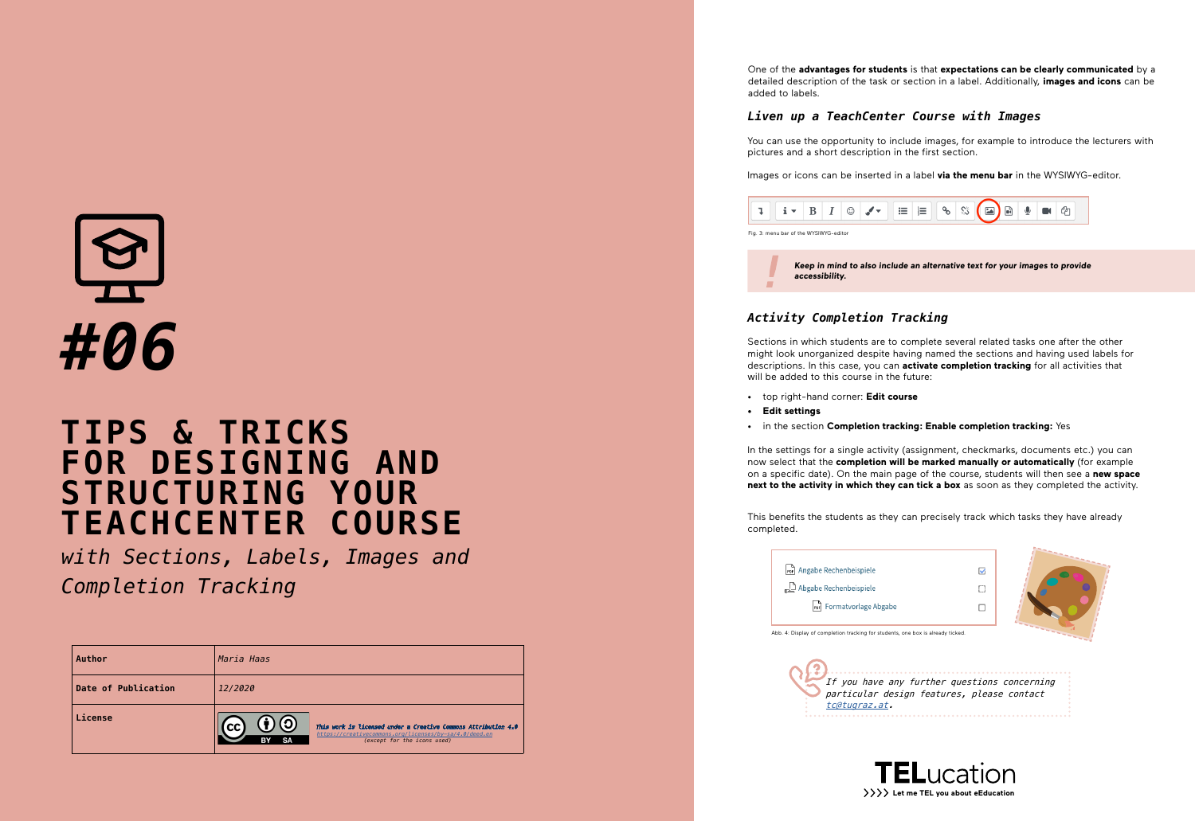# #06

# TIPS & TRICKS FOR DESIGNING AND STRUCTURING YOUR TEACHCENTER COURSE

*with Sections, Labels, Images and Completion Tracking*

| | |
|---|---|
| **Author** | *Maria Haas* |
| **Date of Publication** | *12/2020* |
| **License** | CC BY SA — *This work is licensed under a Creative Commons Attribution 4.0* https://creativecommons.org/licenses/by-sa/4.0/deed.en *(except for the icons used)* |

One of the **advantages for students** is that **expectations can be clearly communicated** by a detailed description of the task or section in a label. Additionally, **images and icons** can be added to labels.

### *Liven up a TeachCenter Course with Images*

You can use the opportunity to include images, for example to introduce the lecturers with pictures and a short description in the first section.

Images or icons can be inserted in a label **via the menu bar** in the WYSIWYG-editor.

Fig. 3: menu bar of the WYSIWYG-editor

***Keep in mind to also include an alternative text for your images to provide accessibility.***

### *Activity Completion Tracking*

Sections in which students are to complete several related tasks one after the other might look unorganized despite having named the sections and having used labels for descriptions. In this case, you can **activate completion tracking** for all activities that will be added to this course in the future:

- top right-hand corner: **Edit course**
- **Edit settings**
- in the section **Completion tracking: Enable completion tracking:** Yes

In the settings for a single activity (assignment, checkmarks, documents etc.) you can now select that the **completion will be marked manually or automatically** (for example on a specific date). On the main page of the course, students will then see a **new space next to the activity in which they can tick a box** as soon as they completed the activity.

This benefits the students as they can precisely track which tasks they have already completed.

Angabe Rechenbeispiele
Abgabe Rechenbeispiele
Formatvorlage Abgabe

Abb. 4: Display of completion tracking for students, one box is already ticked.

*If you have any further questions concerning particular design features, please contact tc@tugraz.at.*

**TEL**ucation
>>>> Let me TEL you about eEducation